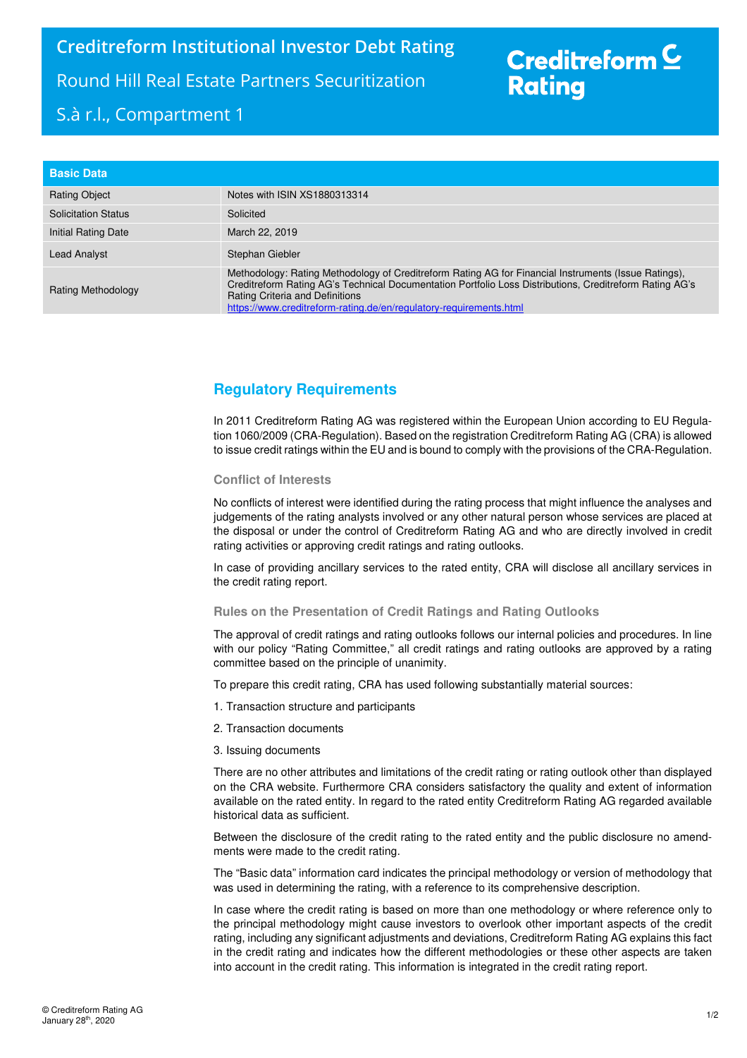# Creditreform Institutional Investor Debt Rating

Round Hill Real Estate Partners Securitization S.à r.l., Compartment 1

Creditreform Rating

| Basic Data | |
|---|---|
| Rating Object | Notes with ISIN XS1880313314 |
| Solicitation Status | Solicited |
| Initial Rating Date | March 22, 2019 |
| Lead Analyst | Stephan Giebler |
| Rating Methodology | Methodology: Rating Methodology of Creditreform Rating AG for Financial Instruments (Issue Ratings), Creditreform Rating AG's Technical Documentation Portfolio Loss Distributions, Creditreform Rating AG's Rating Criteria and Definitions https://www.creditreform-rating.de/en/regulatory-requirements.html |

## Regulatory Requirements

In 2011 Creditreform Rating AG was registered within the European Union according to EU Regulation 1060/2009 (CRA-Regulation). Based on the registration Creditreform Rating AG (CRA) is allowed to issue credit ratings within the EU and is bound to comply with the provisions of the CRA-Regulation.

### Conflict of Interests

No conflicts of interest were identified during the rating process that might influence the analyses and judgements of the rating analysts involved or any other natural person whose services are placed at the disposal or under the control of Creditreform Rating AG and who are directly involved in credit rating activities or approving credit ratings and rating outlooks.

In case of providing ancillary services to the rated entity, CRA will disclose all ancillary services in the credit rating report.

### Rules on the Presentation of Credit Ratings and Rating Outlooks

The approval of credit ratings and rating outlooks follows our internal policies and procedures. In line with our policy "Rating Committee," all credit ratings and rating outlooks are approved by a rating committee based on the principle of unanimity.

To prepare this credit rating, CRA has used following substantially material sources:

1. Transaction structure and participants
2. Transaction documents
3. Issuing documents

There are no other attributes and limitations of the credit rating or rating outlook other than displayed on the CRA website. Furthermore CRA considers satisfactory the quality and extent of information available on the rated entity. In regard to the rated entity Creditreform Rating AG regarded available historical data as sufficient.

Between the disclosure of the credit rating to the rated entity and the public disclosure no amendments were made to the credit rating.

The "Basic data" information card indicates the principal methodology or version of methodology that was used in determining the rating, with a reference to its comprehensive description.

In case where the credit rating is based on more than one methodology or where reference only to the principal methodology might cause investors to overlook other important aspects of the credit rating, including any significant adjustments and deviations, Creditreform Rating AG explains this fact in the credit rating and indicates how the different methodologies or these other aspects are taken into account in the credit rating. This information is integrated in the credit rating report.

© Creditreform Rating AG
January 28th, 2020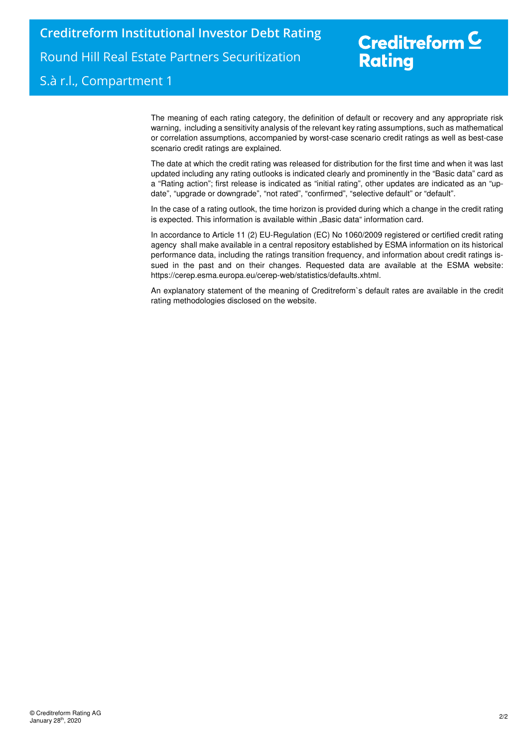The meaning of each rating category, the definition of default or recovery and any appropriate risk warning, including a sensitivity analysis of the relevant key rating assumptions, such as mathematical or correlation assumptions, accompanied by worst-case scenario credit ratings as well as best-case scenario credit ratings are explained.

The date at which the credit rating was released for distribution for the first time and when it was last updated including any rating outlooks is indicated clearly and prominently in the "Basic data" card as a "Rating action"; first release is indicated as "initial rating", other updates are indicated as an "update", "upgrade or downgrade", "not rated", "confirmed", "selective default" or "default".

In the case of a rating outlook, the time horizon is provided during which a change in the credit rating is expected. This information is available within „Basic data" information card.

In accordance to Article 11 (2) EU-Regulation (EC) No 1060/2009 registered or certified credit rating agency shall make available in a central repository established by ESMA information on its historical performance data, including the ratings transition frequency, and information about credit ratings issued in the past and on their changes. Requested data are available at the ESMA website: https://cerep.esma.europa.eu/cerep-web/statistics/defaults.xhtml.

An explanatory statement of the meaning of Creditreform`s default rates are available in the credit rating methodologies disclosed on the website.